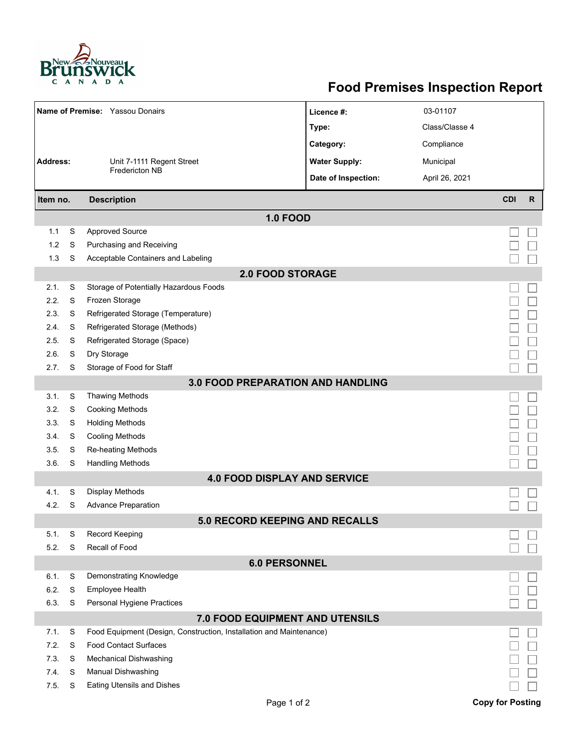# Food Premises Inspection Report

| | | | |
|---|---|---|---|
| **Name of Premise:** | Yassou Donairs | **Licence #:** | 03-01107 |
| | | **Type:** | Class/Classe 4 |
| | | **Category:** | Compliance |
| **Address:** | Unit 7-1111 Regent Street<br>Fredericton NB | **Water Supply:** | Municipal |
| | | **Date of Inspection:** | April 26, 2021 |

| Item no. | | Description | CDI | R |
|---|---|---|---|---|
| | | **1.0 FOOD** | | |
| 1.1 | S | Approved Source | ☐ | ☐ |
| 1.2 | S | Purchasing and Receiving | ☐ | ☐ |
| 1.3 | S | Acceptable Containers and Labeling | ☐ | ☐ |
| | | **2.0 FOOD STORAGE** | | |
| 2.1. | S | Storage of Potentially Hazardous Foods | ☐ | ☐ |
| 2.2. | S | Frozen Storage | ☐ | ☐ |
| 2.3. | S | Refrigerated Storage (Temperature) | ☐ | ☐ |
| 2.4. | S | Refrigerated Storage (Methods) | ☐ | ☐ |
| 2.5. | S | Refrigerated Storage (Space) | ☐ | ☐ |
| 2.6. | S | Dry Storage | ☐ | ☐ |
| 2.7. | S | Storage of Food for Staff | ☐ | ☐ |
| | | **3.0 FOOD PREPARATION AND HANDLING** | | |
| 3.1. | S | Thawing Methods | ☐ | ☐ |
| 3.2. | S | Cooking Methods | ☐ | ☐ |
| 3.3. | S | Holding Methods | ☐ | ☐ |
| 3.4. | S | Cooling Methods | ☐ | ☐ |
| 3.5. | S | Re-heating Methods | ☐ | ☐ |
| 3.6. | S | Handling Methods | ☐ | ☐ |
| | | **4.0 FOOD DISPLAY AND SERVICE** | | |
| 4.1. | S | Display Methods | ☐ | ☐ |
| 4.2. | S | Advance Preparation | ☐ | ☐ |
| | | **5.0 RECORD KEEPING AND RECALLS** | | |
| 5.1. | S | Record Keeping | ☐ | ☐ |
| 5.2. | S | Recall of Food | ☐ | ☐ |
| | | **6.0 PERSONNEL** | | |
| 6.1. | S | Demonstrating Knowledge | ☐ | ☐ |
| 6.2. | S | Employee Health | ☐ | ☐ |
| 6.3. | S | Personal Hygiene Practices | ☐ | ☐ |
| | | **7.0 FOOD EQUIPMENT AND UTENSILS** | | |
| 7.1. | S | Food Equipment (Design, Construction, Installation and Maintenance) | ☐ | ☐ |
| 7.2. | S | Food Contact Surfaces | ☐ | ☐ |
| 7.3. | S | Mechanical Dishwashing | ☐ | ☐ |
| 7.4. | S | Manual Dishwashing | ☐ | ☐ |
| 7.5. | S | Eating Utensils and Dishes | ☐ | ☐ |

**Copy for Posting**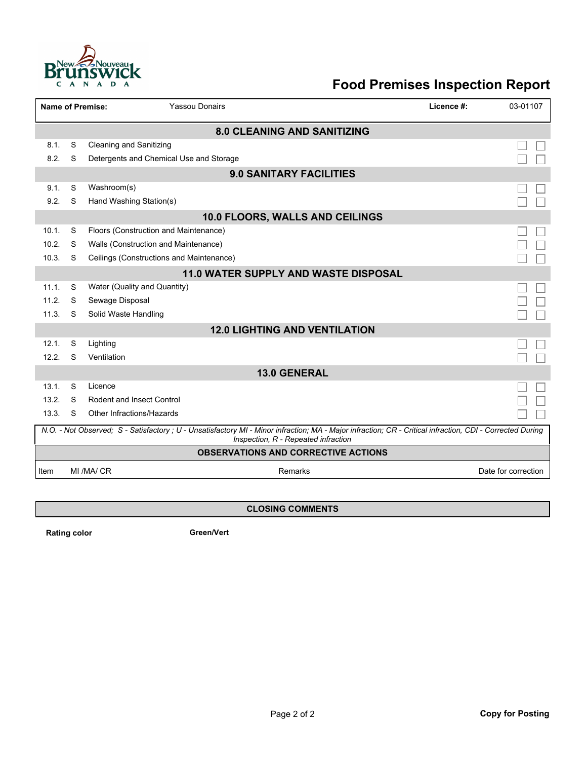# Food Premises Inspection Report

| **Name of Premise:** | Yassou Donairs | **Licence #:** | 03-01107 |
|---|---|---|---|

## 8.0 CLEANING AND SANITIZING

| | | | | |
|---|---|---|---|---|
| 8.1. | S | Cleaning and Sanitizing | ☐ | ☐ |
| 8.2. | S | Detergents and Chemical Use and Storage | ☐ | ☐ |

## 9.0 SANITARY FACILITIES

| | | | | |
|---|---|---|---|---|
| 9.1. | S | Washroom(s) | ☐ | ☐ |
| 9.2. | S | Hand Washing Station(s) | ☐ | ☐ |

## 10.0 FLOORS, WALLS AND CEILINGS

| | | | | |
|---|---|---|---|---|
| 10.1. | S | Floors (Construction and Maintenance) | ☐ | ☐ |
| 10.2. | S | Walls (Construction and Maintenance) | ☐ | ☐ |
| 10.3. | S | Ceilings (Constructions and Maintenance) | ☐ | ☐ |

## 11.0 WATER SUPPLY AND WASTE DISPOSAL

| | | | | |
|---|---|---|---|---|
| 11.1. | S | Water (Quality and Quantity) | ☐ | ☐ |
| 11.2. | S | Sewage Disposal | ☐ | ☐ |
| 11.3. | S | Solid Waste Handling | ☐ | ☐ |

## 12.0 LIGHTING AND VENTILATION

| | | | | |
|---|---|---|---|---|
| 12.1. | S | Lighting | ☐ | ☐ |
| 12.2. | S | Ventilation | ☐ | ☐ |

## 13.0 GENERAL

| | | | | |
|---|---|---|---|---|
| 13.1. | S | Licence | ☐ | ☐ |
| 13.2. | S | Rodent and Insect Control | ☐ | ☐ |
| 13.3. | S | Other Infractions/Hazards | ☐ | ☐ |

*N.O. - Not Observed; S - Satisfactory ; U - Unsatisfactory MI - Minor infraction; MA - Major infraction; CR - Critical infraction, CDI - Corrected During Inspection, R - Repeated infraction*

## OBSERVATIONS AND CORRECTIVE ACTIONS

| Item | MI /MA/ CR | Remarks | Date for correction |
|---|---|---|---|

## CLOSING COMMENTS

**Rating color** **Green/Vert**

**Copy for Posting**